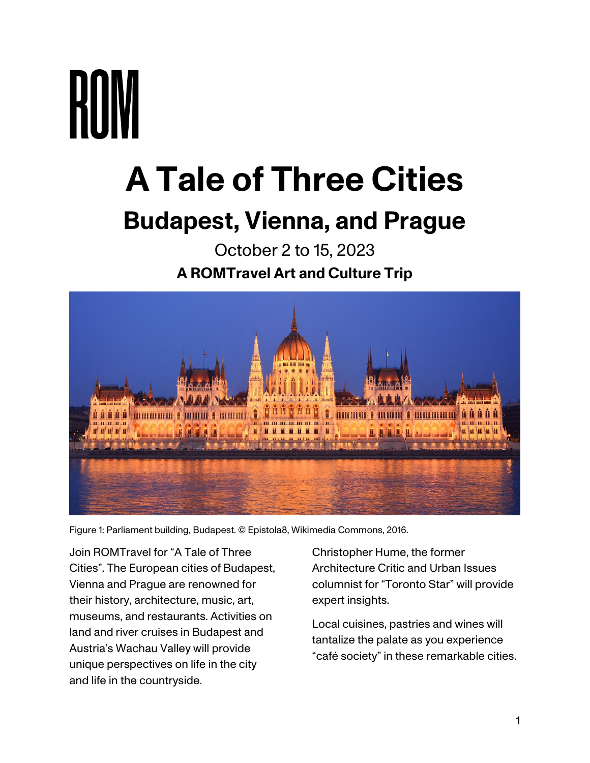ROM

# A Tale of Three Cities

## Budapest, Vienna, and Prague

October 2 to 15, 2023

**A ROMTravel Art and Culture Trip**

Figure 1: Parliament building, Budapest. © Epistola8, Wikimedia Commons, 2016.

Join ROMTravel for “A Tale of Three Cities”. The European cities of Budapest, Vienna and Prague are renowned for their history, architecture, music, art, museums, and restaurants. Activities on land and river cruises in Budapest and Austria’s Wachau Valley will provide unique perspectives on life in the city and life in the countryside.

Christopher Hume, the former Architecture Critic and Urban Issues columnist for “Toronto Star” will provide expert insights.

Local cuisines, pastries and wines will tantalize the palate as you experience “café society” in these remarkable cities.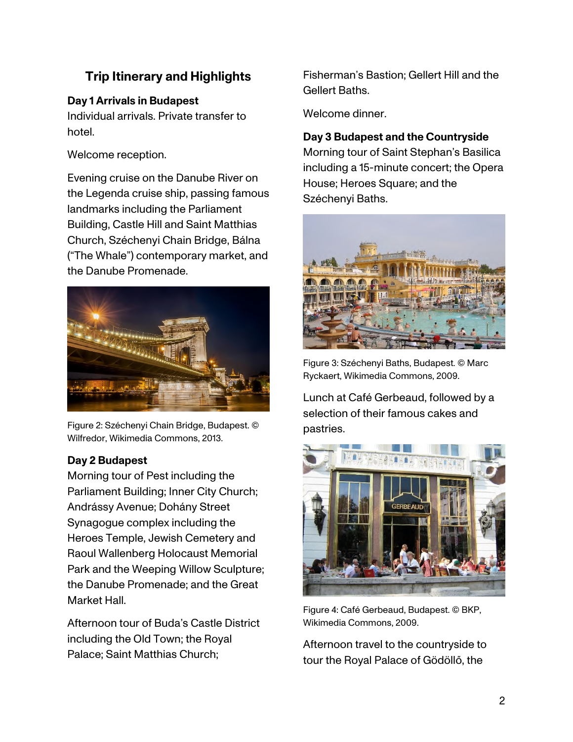## Trip Itinerary and Highlights

**Day 1 Arrivals in Budapest**
Individual arrivals. Private transfer to hotel.

Welcome reception.

Evening cruise on the Danube River on the Legenda cruise ship, passing famous landmarks including the Parliament Building, Castle Hill and Saint Matthias Church, Széchenyi Chain Bridge, Bálna ("The Whale") contemporary market, and the Danube Promenade.

Figure 2: Széchenyi Chain Bridge, Budapest. © Wilfredor, Wikimedia Commons, 2013.

**Day 2 Budapest**
Morning tour of Pest including the Parliament Building; Inner City Church; Andrássy Avenue; Dohány Street Synagogue complex including the Heroes Temple, Jewish Cemetery and Raoul Wallenberg Holocaust Memorial Park and the Weeping Willow Sculpture; the Danube Promenade; and the Great Market Hall.

Afternoon tour of Buda's Castle District including the Old Town; the Royal Palace; Saint Matthias Church; Fisherman's Bastion; Gellert Hill and the Gellert Baths.

Welcome dinner.

**Day 3 Budapest and the Countryside**
Morning tour of Saint Stephan's Basilica including a 15-minute concert; the Opera House; Heroes Square; and the Széchenyi Baths.

Figure 3: Széchenyi Baths, Budapest. © Marc Ryckaert, Wikimedia Commons, 2009.

Lunch at Café Gerbeaud, followed by a selection of their famous cakes and pastries.

Figure 4: Café Gerbeaud, Budapest. © BKP, Wikimedia Commons, 2009.

Afternoon travel to the countryside to tour the Royal Palace of Gödöllő, the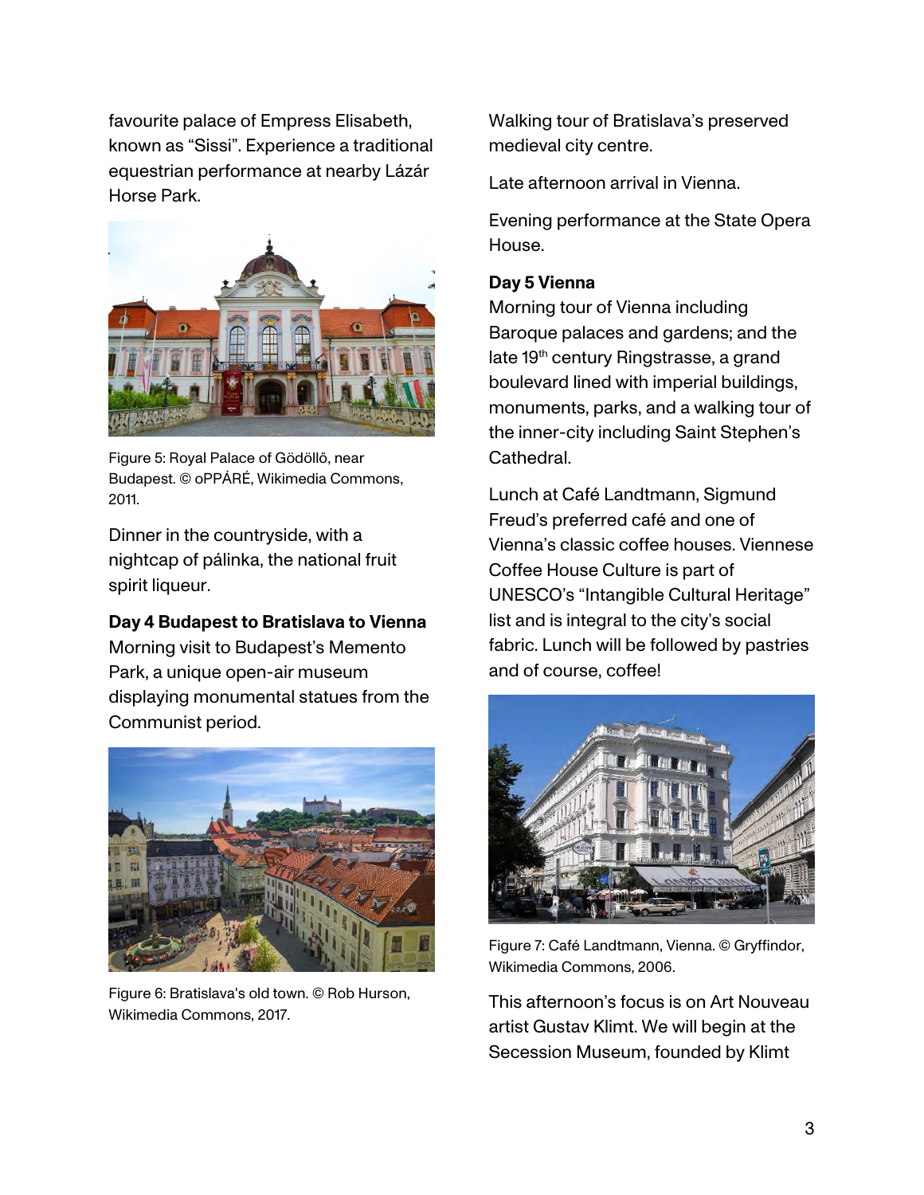favourite palace of Empress Elisabeth, known as "Sissi". Experience a traditional equestrian performance at nearby Lázár Horse Park.

Figure 5: Royal Palace of Gödöllő, near Budapest. © oPPÁRÉ, Wikimedia Commons, 2011.

Dinner in the countryside, with a nightcap of pálinka, the national fruit spirit liqueur.

**Day 4 Budapest to Bratislava to Vienna**

Morning visit to Budapest's Memento Park, a unique open-air museum displaying monumental statues from the Communist period.

Figure 6: Bratislava's old town. © Rob Hurson, Wikimedia Commons, 2017.

Walking tour of Bratislava's preserved medieval city centre.

Late afternoon arrival in Vienna.

Evening performance at the State Opera House.

**Day 5 Vienna**

Morning tour of Vienna including Baroque palaces and gardens; and the late 19th century Ringstrasse, a grand boulevard lined with imperial buildings, monuments, parks, and a walking tour of the inner-city including Saint Stephen's Cathedral.

Lunch at Café Landtmann, Sigmund Freud's preferred café and one of Vienna's classic coffee houses. Viennese Coffee House Culture is part of UNESCO's "Intangible Cultural Heritage" list and is integral to the city's social fabric. Lunch will be followed by pastries and of course, coffee!

Figure 7: Café Landtmann, Vienna. © Gryffindor, Wikimedia Commons, 2006.

This afternoon's focus is on Art Nouveau artist Gustav Klimt. We will begin at the Secession Museum, founded by Klimt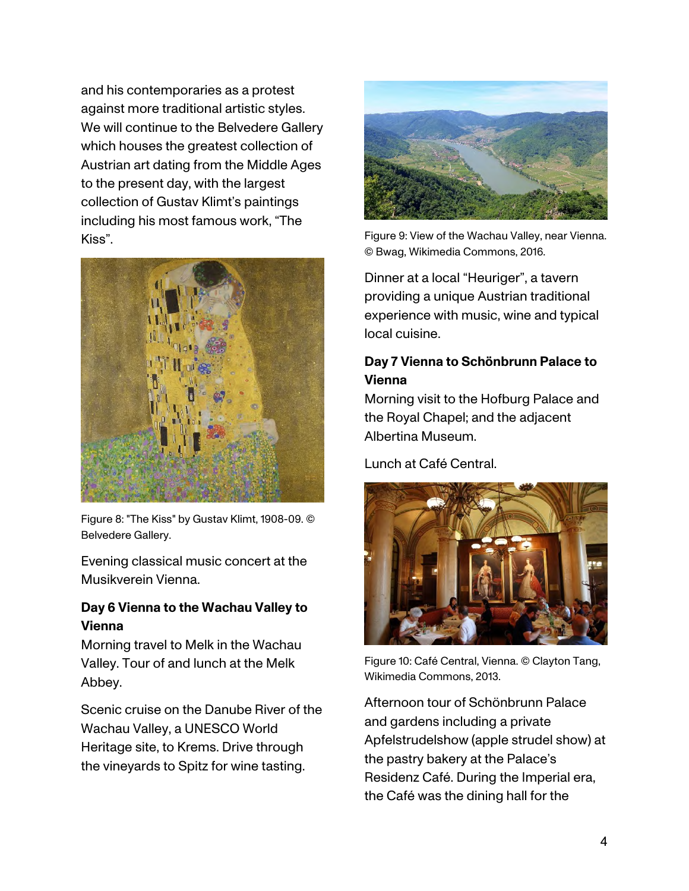and his contemporaries as a protest against more traditional artistic styles. We will continue to the Belvedere Gallery which houses the greatest collection of Austrian art dating from the Middle Ages to the present day, with the largest collection of Gustav Klimt's paintings including his most famous work, "The Kiss".

Figure 8: "The Kiss" by Gustav Klimt, 1908-09. © Belvedere Gallery.

Evening classical music concert at the Musikverein Vienna.

**Day 6 Vienna to the Wachau Valley to Vienna**

Morning travel to Melk in the Wachau Valley. Tour of and lunch at the Melk Abbey.

Scenic cruise on the Danube River of the Wachau Valley, a UNESCO World Heritage site, to Krems. Drive through the vineyards to Spitz for wine tasting.

Figure 9: View of the Wachau Valley, near Vienna. © Bwag, Wikimedia Commons, 2016.

Dinner at a local "Heuriger", a tavern providing a unique Austrian traditional experience with music, wine and typical local cuisine.

**Day 7 Vienna to Schönbrunn Palace to Vienna**

Morning visit to the Hofburg Palace and the Royal Chapel; and the adjacent Albertina Museum.

Lunch at Café Central.

Figure 10: Café Central, Vienna. © Clayton Tang, Wikimedia Commons, 2013.

Afternoon tour of Schönbrunn Palace and gardens including a private Apfelstrudelshow (apple strudel show) at the pastry bakery at the Palace's Residenz Café. During the Imperial era, the Café was the dining hall for the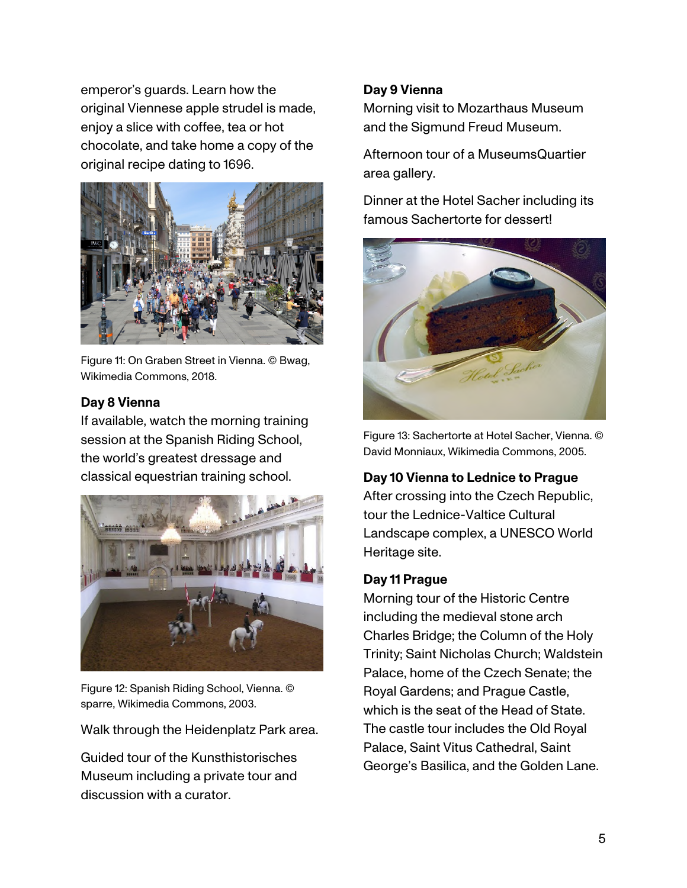emperor's guards. Learn how the original Viennese apple strudel is made, enjoy a slice with coffee, tea or hot chocolate, and take home a copy of the original recipe dating to 1696.

Figure 11: On Graben Street in Vienna. © Bwag, Wikimedia Commons, 2018.

**Day 8 Vienna**

If available, watch the morning training session at the Spanish Riding School, the world's greatest dressage and classical equestrian training school.

Figure 12: Spanish Riding School, Vienna. © sparre, Wikimedia Commons, 2003.

Walk through the Heidenplatz Park area.

Guided tour of the Kunsthistorisches Museum including a private tour and discussion with a curator.

**Day 9 Vienna**

Morning visit to Mozarthaus Museum and the Sigmund Freud Museum.

Afternoon tour of a MuseumsQuartier area gallery.

Dinner at the Hotel Sacher including its famous Sachertorte for dessert!

Figure 13: Sachertorte at Hotel Sacher, Vienna. © David Monniaux, Wikimedia Commons, 2005.

**Day 10 Vienna to Lednice to Prague**

After crossing into the Czech Republic, tour the Lednice-Valtice Cultural Landscape complex, a UNESCO World Heritage site.

**Day 11 Prague**

Morning tour of the Historic Centre including the medieval stone arch Charles Bridge; the Column of the Holy Trinity; Saint Nicholas Church; Waldstein Palace, home of the Czech Senate; the Royal Gardens; and Prague Castle, which is the seat of the Head of State. The castle tour includes the Old Royal Palace, Saint Vitus Cathedral, Saint George's Basilica, and the Golden Lane.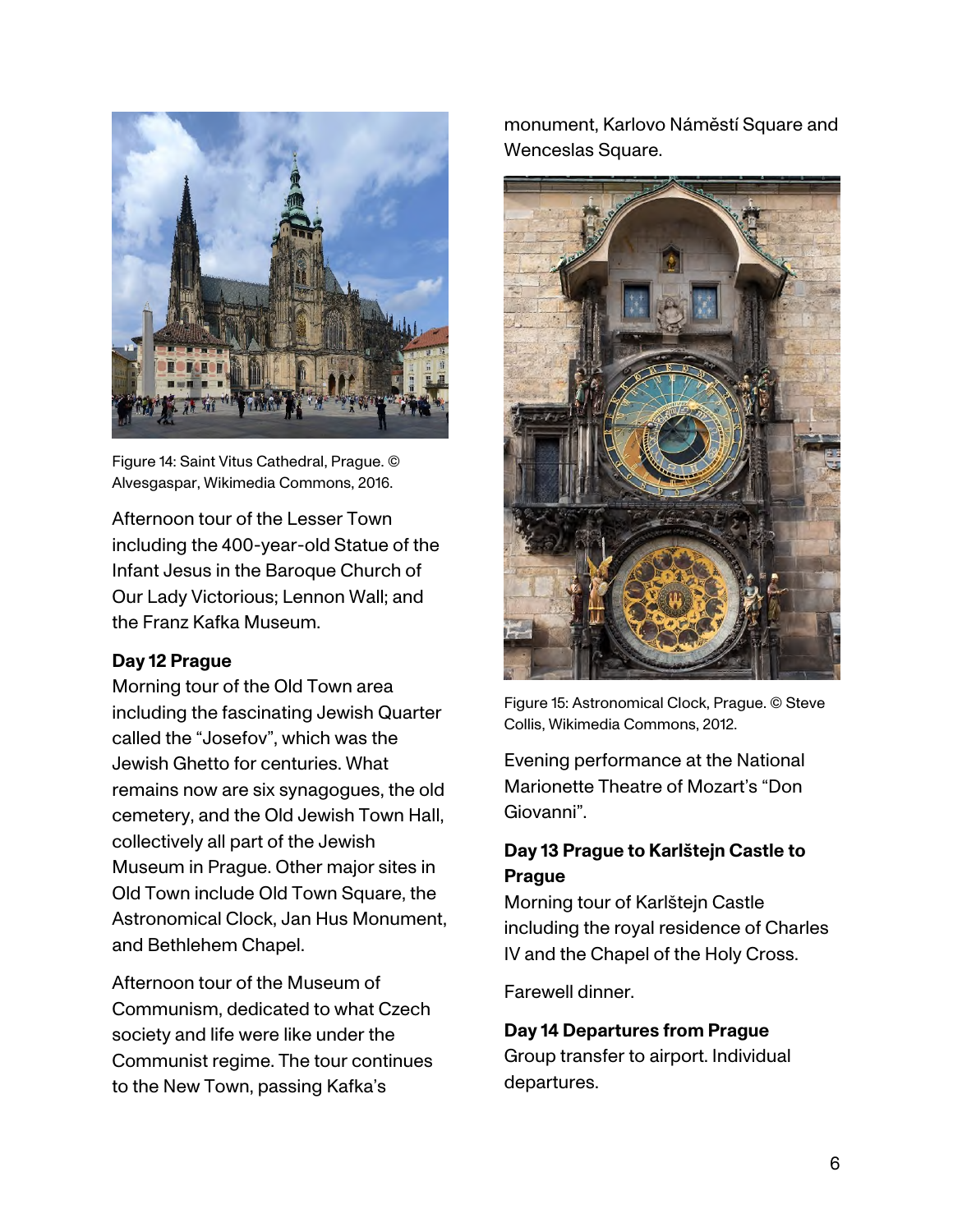Figure 14: Saint Vitus Cathedral, Prague. © Alvesgaspar, Wikimedia Commons, 2016.

Afternoon tour of the Lesser Town including the 400-year-old Statue of the Infant Jesus in the Baroque Church of Our Lady Victorious; Lennon Wall; and the Franz Kafka Museum.

**Day 12 Prague**
Morning tour of the Old Town area including the fascinating Jewish Quarter called the "Josefov", which was the Jewish Ghetto for centuries. What remains now are six synagogues, the old cemetery, and the Old Jewish Town Hall, collectively all part of the Jewish Museum in Prague. Other major sites in Old Town include Old Town Square, the Astronomical Clock, Jan Hus Monument, and Bethlehem Chapel.

Afternoon tour of the Museum of Communism, dedicated to what Czech society and life were like under the Communist regime. The tour continues to the New Town, passing Kafka's monument, Karlovo Náměstí Square and Wenceslas Square.

Figure 15: Astronomical Clock, Prague. © Steve Collis, Wikimedia Commons, 2012.

Evening performance at the National Marionette Theatre of Mozart's "Don Giovanni".

**Day 13 Prague to Karlštejn Castle to Prague**
Morning tour of Karlštejn Castle including the royal residence of Charles IV and the Chapel of the Holy Cross.

Farewell dinner.

**Day 14 Departures from Prague**
Group transfer to airport. Individual departures.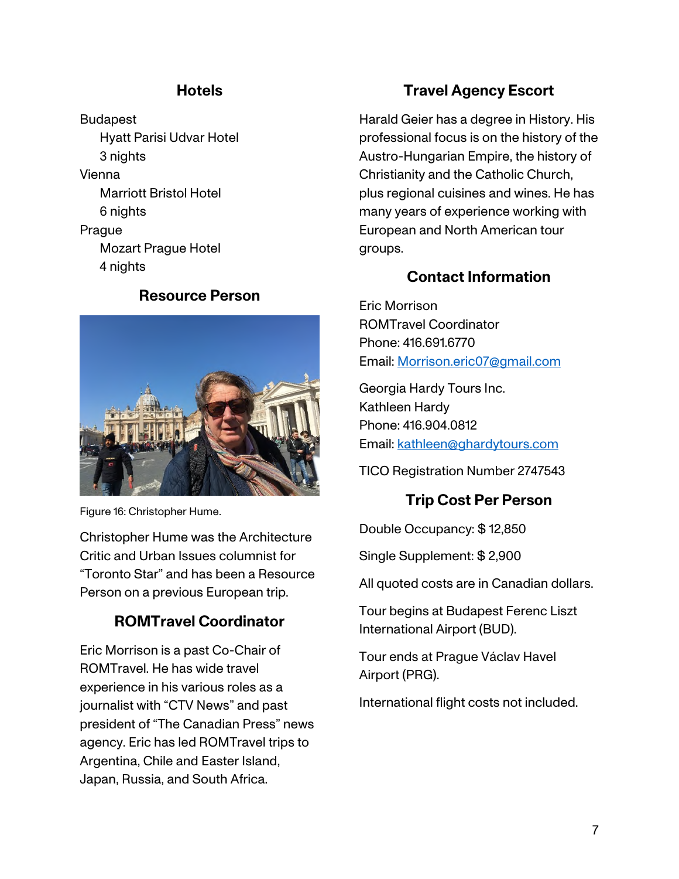## Hotels

Budapest
- Hyatt Parisi Udvar Hotel
- 3 nights

Vienna
- Marriott Bristol Hotel
- 6 nights

Prague
- Mozart Prague Hotel
- 4 nights

## Resource Person

Figure 16: Christopher Hume.

Christopher Hume was the Architecture Critic and Urban Issues columnist for "Toronto Star" and has been a Resource Person on a previous European trip.

## ROMTravel Coordinator

Eric Morrison is a past Co-Chair of ROMTravel. He has wide travel experience in his various roles as a journalist with "CTV News" and past president of "The Canadian Press" news agency. Eric has led ROMTravel trips to Argentina, Chile and Easter Island, Japan, Russia, and South Africa.

## Travel Agency Escort

Harald Geier has a degree in History. His professional focus is on the history of the Austro-Hungarian Empire, the history of Christianity and the Catholic Church, plus regional cuisines and wines. He has many years of experience working with European and North American tour groups.

## Contact Information

Eric Morrison
ROMTravel Coordinator
Phone: 416.691.6770
Email: Morrison.eric07@gmail.com

Georgia Hardy Tours Inc.
Kathleen Hardy
Phone: 416.904.0812
Email: kathleen@ghardytours.com

TICO Registration Number 2747543

## Trip Cost Per Person

Double Occupancy: $ 12,850

Single Supplement: $ 2,900

All quoted costs are in Canadian dollars.

Tour begins at Budapest Ferenc Liszt International Airport (BUD).

Tour ends at Prague Václav Havel Airport (PRG).

International flight costs not included.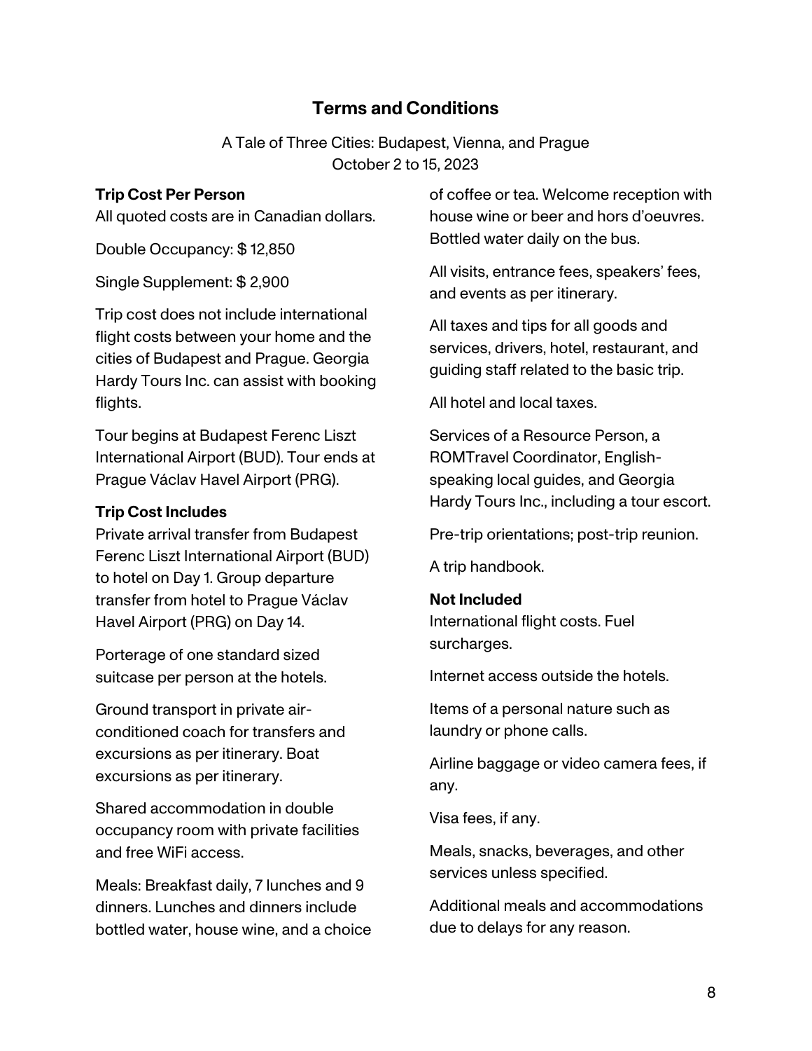## Terms and Conditions

A Tale of Three Cities: Budapest, Vienna, and Prague
October 2 to 15, 2023

**Trip Cost Per Person**
All quoted costs are in Canadian dollars.

Double Occupancy: $ 12,850

Single Supplement: $ 2,900

Trip cost does not include international flight costs between your home and the cities of Budapest and Prague. Georgia Hardy Tours Inc. can assist with booking flights.

Tour begins at Budapest Ferenc Liszt International Airport (BUD). Tour ends at Prague Václav Havel Airport (PRG).

**Trip Cost Includes**
Private arrival transfer from Budapest Ferenc Liszt International Airport (BUD) to hotel on Day 1. Group departure transfer from hotel to Prague Václav Havel Airport (PRG) on Day 14.

Porterage of one standard sized suitcase per person at the hotels.

Ground transport in private air-conditioned coach for transfers and excursions as per itinerary. Boat excursions as per itinerary.

Shared accommodation in double occupancy room with private facilities and free WiFi access.

Meals: Breakfast daily, 7 lunches and 9 dinners. Lunches and dinners include bottled water, house wine, and a choice of coffee or tea. Welcome reception with house wine or beer and hors d'oeuvres. Bottled water daily on the bus.

All visits, entrance fees, speakers' fees, and events as per itinerary.

All taxes and tips for all goods and services, drivers, hotel, restaurant, and guiding staff related to the basic trip.

All hotel and local taxes.

Services of a Resource Person, a ROMTravel Coordinator, English-speaking local guides, and Georgia Hardy Tours Inc., including a tour escort.

Pre-trip orientations; post-trip reunion.

A trip handbook.

**Not Included**
International flight costs. Fuel surcharges.

Internet access outside the hotels.

Items of a personal nature such as laundry or phone calls.

Airline baggage or video camera fees, if any.

Visa fees, if any.

Meals, snacks, beverages, and other services unless specified.

Additional meals and accommodations due to delays for any reason.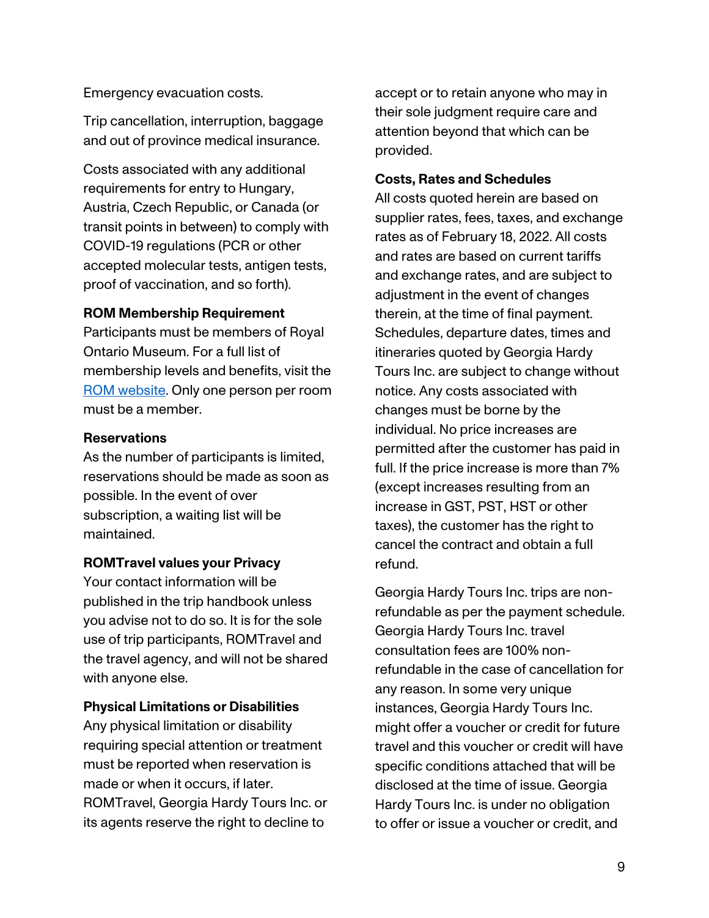Emergency evacuation costs.

Trip cancellation, interruption, baggage and out of province medical insurance.

Costs associated with any additional requirements for entry to Hungary, Austria, Czech Republic, or Canada (or transit points in between) to comply with COVID-19 regulations (PCR or other accepted molecular tests, antigen tests, proof of vaccination, and so forth).

**ROM Membership Requirement**
Participants must be members of Royal Ontario Museum. For a full list of membership levels and benefits, visit the [ROM website](). Only one person per room must be a member.

**Reservations**
As the number of participants is limited, reservations should be made as soon as possible. In the event of over subscription, a waiting list will be maintained.

**ROMTravel values your Privacy**
Your contact information will be published in the trip handbook unless you advise not to do so. It is for the sole use of trip participants, ROMTravel and the travel agency, and will not be shared with anyone else.

**Physical Limitations or Disabilities**
Any physical limitation or disability requiring special attention or treatment must be reported when reservation is made or when it occurs, if later. ROMTravel, Georgia Hardy Tours Inc. or its agents reserve the right to decline to accept or to retain anyone who may in their sole judgment require care and attention beyond that which can be provided.

**Costs, Rates and Schedules**
All costs quoted herein are based on supplier rates, fees, taxes, and exchange rates as of February 18, 2022. All costs and rates are based on current tariffs and exchange rates, and are subject to adjustment in the event of changes therein, at the time of final payment. Schedules, departure dates, times and itineraries quoted by Georgia Hardy Tours Inc. are subject to change without notice. Any costs associated with changes must be borne by the individual. No price increases are permitted after the customer has paid in full. If the price increase is more than 7% (except increases resulting from an increase in GST, PST, HST or other taxes), the customer has the right to cancel the contract and obtain a full refund.

Georgia Hardy Tours Inc. trips are non-refundable as per the payment schedule. Georgia Hardy Tours Inc. travel consultation fees are 100% non-refundable in the case of cancellation for any reason. In some very unique instances, Georgia Hardy Tours Inc. might offer a voucher or credit for future travel and this voucher or credit will have specific conditions attached that will be disclosed at the time of issue. Georgia Hardy Tours Inc. is under no obligation to offer or issue a voucher or credit, and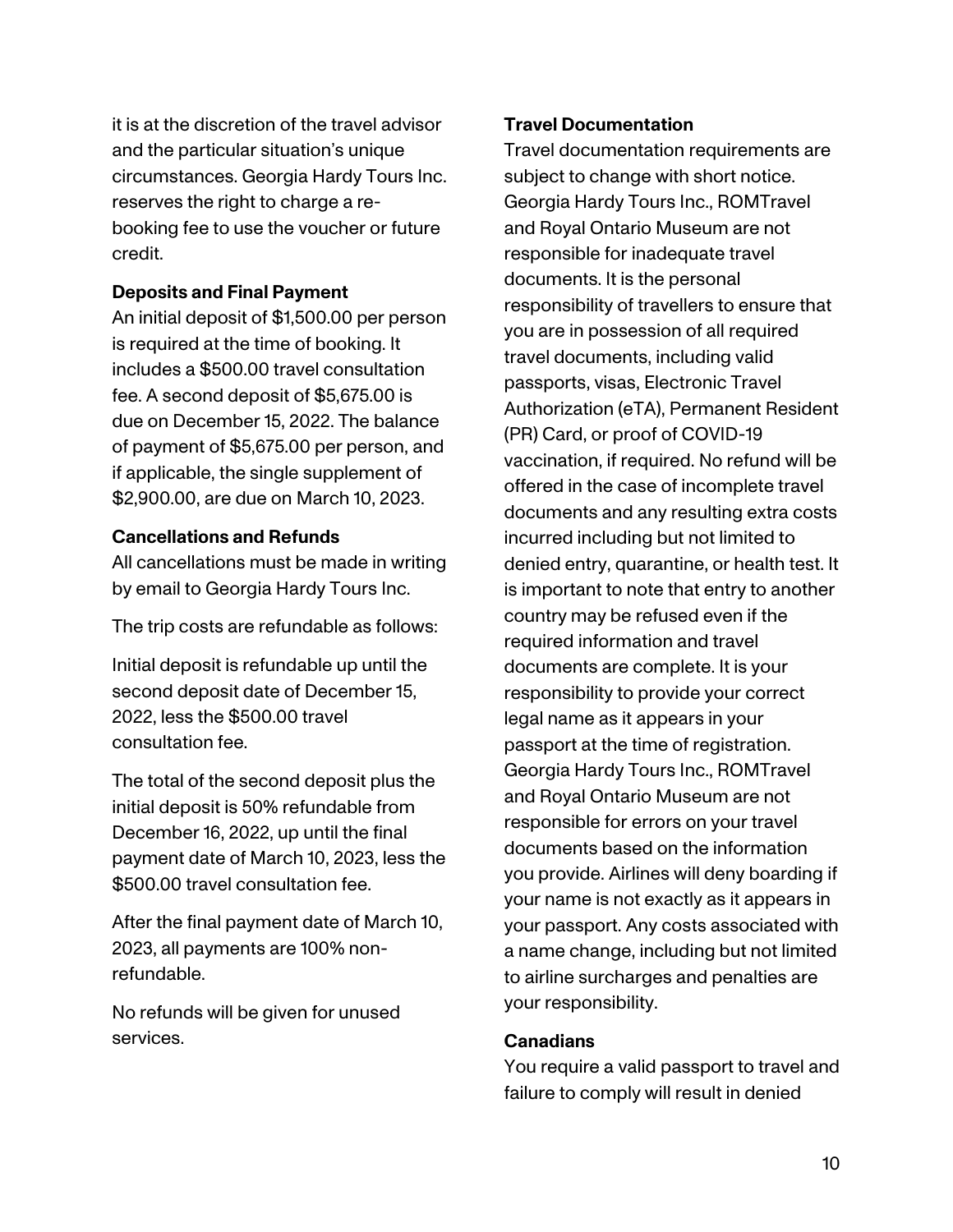it is at the discretion of the travel advisor and the particular situation's unique circumstances. Georgia Hardy Tours Inc. reserves the right to charge a re-booking fee to use the voucher or future credit.

**Deposits and Final Payment**

An initial deposit of $1,500.00 per person is required at the time of booking. It includes a $500.00 travel consultation fee. A second deposit of $5,675.00 is due on December 15, 2022. The balance of payment of $5,675.00 per person, and if applicable, the single supplement of $2,900.00, are due on March 10, 2023.

**Cancellations and Refunds**

All cancellations must be made in writing by email to Georgia Hardy Tours Inc.

The trip costs are refundable as follows:

Initial deposit is refundable up until the second deposit date of December 15, 2022, less the $500.00 travel consultation fee.

The total of the second deposit plus the initial deposit is 50% refundable from December 16, 2022, up until the final payment date of March 10, 2023, less the $500.00 travel consultation fee.

After the final payment date of March 10, 2023, all payments are 100% non-refundable.

No refunds will be given for unused services.

**Travel Documentation**

Travel documentation requirements are subject to change with short notice. Georgia Hardy Tours Inc., ROMTravel and Royal Ontario Museum are not responsible for inadequate travel documents. It is the personal responsibility of travellers to ensure that you are in possession of all required travel documents, including valid passports, visas, Electronic Travel Authorization (eTA), Permanent Resident (PR) Card, or proof of COVID-19 vaccination, if required. No refund will be offered in the case of incomplete travel documents and any resulting extra costs incurred including but not limited to denied entry, quarantine, or health test. It is important to note that entry to another country may be refused even if the required information and travel documents are complete. It is your responsibility to provide your correct legal name as it appears in your passport at the time of registration. Georgia Hardy Tours Inc., ROMTravel and Royal Ontario Museum are not responsible for errors on your travel documents based on the information you provide. Airlines will deny boarding if your name is not exactly as it appears in your passport. Any costs associated with a name change, including but not limited to airline surcharges and penalties are your responsibility.

**Canadians**

You require a valid passport to travel and failure to comply will result in denied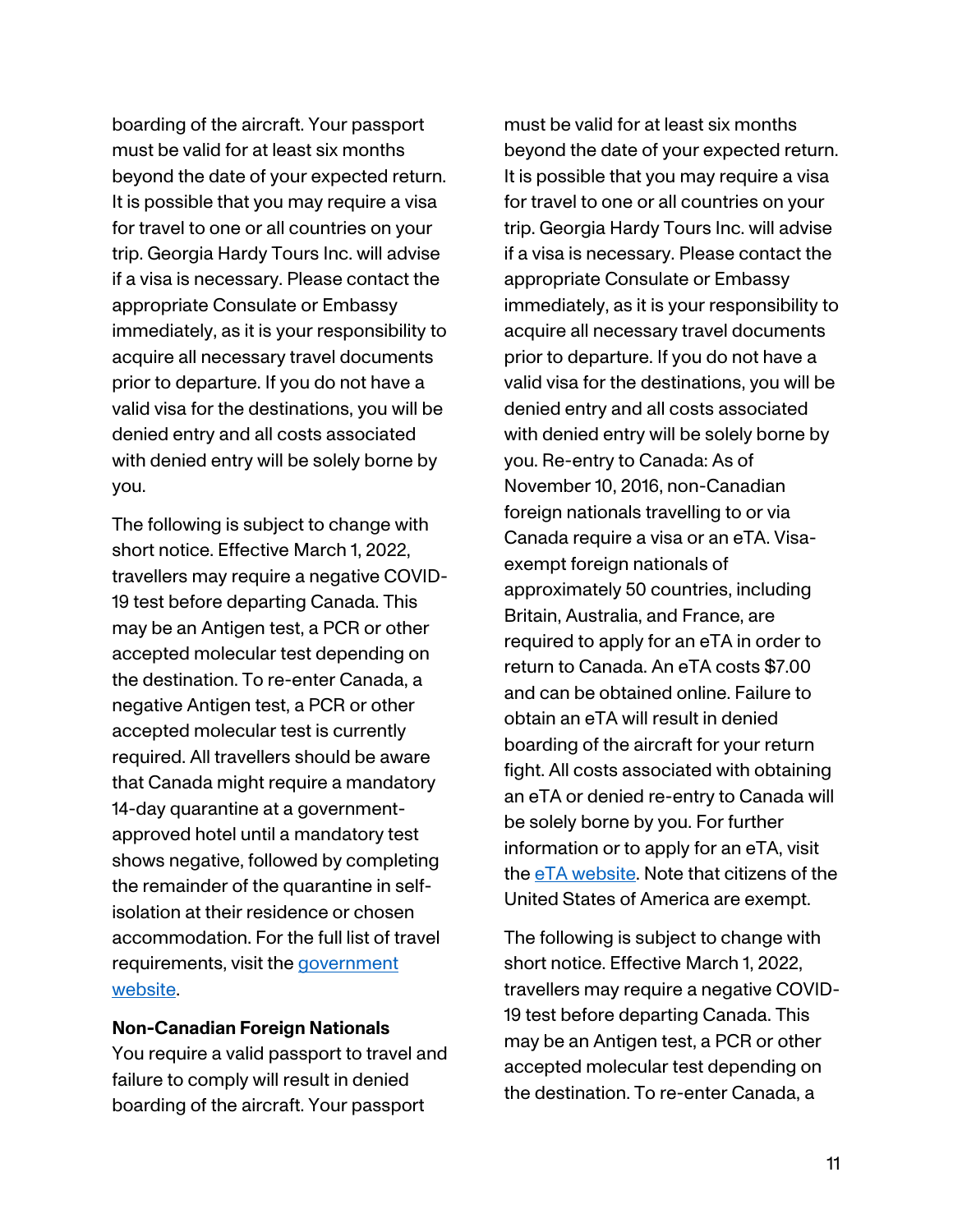boarding of the aircraft. Your passport must be valid for at least six months beyond the date of your expected return. It is possible that you may require a visa for travel to one or all countries on your trip. Georgia Hardy Tours Inc. will advise if a visa is necessary. Please contact the appropriate Consulate or Embassy immediately, as it is your responsibility to acquire all necessary travel documents prior to departure. If you do not have a valid visa for the destinations, you will be denied entry and all costs associated with denied entry will be solely borne by you.

The following is subject to change with short notice. Effective March 1, 2022, travellers may require a negative COVID-19 test before departing Canada. This may be an Antigen test, a PCR or other accepted molecular test depending on the destination. To re-enter Canada, a negative Antigen test, a PCR or other accepted molecular test is currently required. All travellers should be aware that Canada might require a mandatory 14-day quarantine at a government-approved hotel until a mandatory test shows negative, followed by completing the remainder of the quarantine in self-isolation at their residence or chosen accommodation. For the full list of travel requirements, visit the government website.

**Non-Canadian Foreign Nationals**
You require a valid passport to travel and failure to comply will result in denied boarding of the aircraft. Your passport must be valid for at least six months beyond the date of your expected return. It is possible that you may require a visa for travel to one or all countries on your trip. Georgia Hardy Tours Inc. will advise if a visa is necessary. Please contact the appropriate Consulate or Embassy immediately, as it is your responsibility to acquire all necessary travel documents prior to departure. If you do not have a valid visa for the destinations, you will be denied entry and all costs associated with denied entry will be solely borne by you. Re-entry to Canada: As of November 10, 2016, non-Canadian foreign nationals travelling to or via Canada require a visa or an eTA. Visa-exempt foreign nationals of approximately 50 countries, including Britain, Australia, and France, are required to apply for an eTA in order to return to Canada. An eTA costs $7.00 and can be obtained online. Failure to obtain an eTA will result in denied boarding of the aircraft for your return fight. All costs associated with obtaining an eTA or denied re-entry to Canada will be solely borne by you. For further information or to apply for an eTA, visit the eTA website. Note that citizens of the United States of America are exempt.

The following is subject to change with short notice. Effective March 1, 2022, travellers may require a negative COVID-19 test before departing Canada. This may be an Antigen test, a PCR or other accepted molecular test depending on the destination. To re-enter Canada, a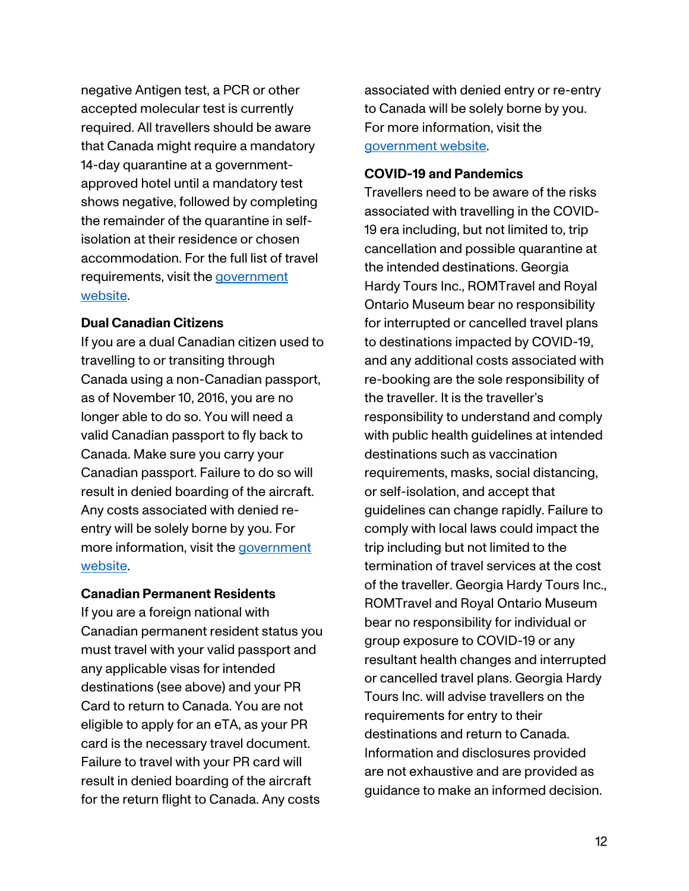negative Antigen test, a PCR or other accepted molecular test is currently required. All travellers should be aware that Canada might require a mandatory 14-day quarantine at a government-approved hotel until a mandatory test shows negative, followed by completing the remainder of the quarantine in self-isolation at their residence or chosen accommodation. For the full list of travel requirements, visit the government website.

**Dual Canadian Citizens**

If you are a dual Canadian citizen used to travelling to or transiting through Canada using a non-Canadian passport, as of November 10, 2016, you are no longer able to do so. You will need a valid Canadian passport to fly back to Canada. Make sure you carry your Canadian passport. Failure to do so will result in denied boarding of the aircraft. Any costs associated with denied re-entry will be solely borne by you. For more information, visit the government website.

**Canadian Permanent Residents**

If you are a foreign national with Canadian permanent resident status you must travel with your valid passport and any applicable visas for intended destinations (see above) and your PR Card to return to Canada. You are not eligible to apply for an eTA, as your PR card is the necessary travel document. Failure to travel with your PR card will result in denied boarding of the aircraft for the return flight to Canada. Any costs associated with denied entry or re-entry to Canada will be solely borne by you. For more information, visit the government website.

**COVID-19 and Pandemics**

Travellers need to be aware of the risks associated with travelling in the COVID-19 era including, but not limited to, trip cancellation and possible quarantine at the intended destinations. Georgia Hardy Tours Inc., ROMTravel and Royal Ontario Museum bear no responsibility for interrupted or cancelled travel plans to destinations impacted by COVID-19, and any additional costs associated with re-booking are the sole responsibility of the traveller. It is the traveller's responsibility to understand and comply with public health guidelines at intended destinations such as vaccination requirements, masks, social distancing, or self-isolation, and accept that guidelines can change rapidly. Failure to comply with local laws could impact the trip including but not limited to the termination of travel services at the cost of the traveller. Georgia Hardy Tours Inc., ROMTravel and Royal Ontario Museum bear no responsibility for individual or group exposure to COVID-19 or any resultant health changes and interrupted or cancelled travel plans. Georgia Hardy Tours Inc. will advise travellers on the requirements for entry to their destinations and return to Canada. Information and disclosures provided are not exhaustive and are provided as guidance to make an informed decision.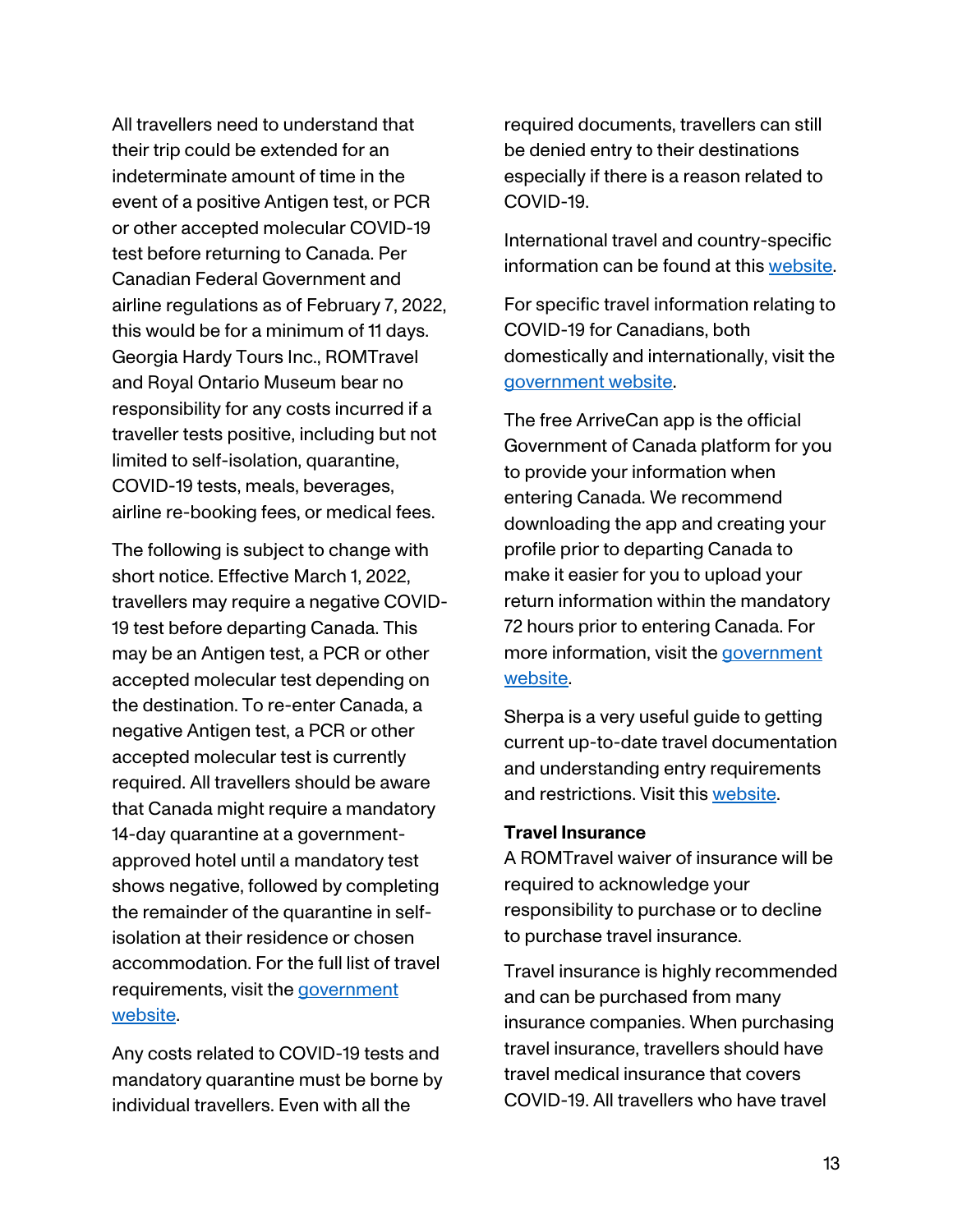All travellers need to understand that their trip could be extended for an indeterminate amount of time in the event of a positive Antigen test, or PCR or other accepted molecular COVID-19 test before returning to Canada. Per Canadian Federal Government and airline regulations as of February 7, 2022, this would be for a minimum of 11 days. Georgia Hardy Tours Inc., ROMTravel and Royal Ontario Museum bear no responsibility for any costs incurred if a traveller tests positive, including but not limited to self-isolation, quarantine, COVID-19 tests, meals, beverages, airline re-booking fees, or medical fees.

The following is subject to change with short notice. Effective March 1, 2022, travellers may require a negative COVID-19 test before departing Canada. This may be an Antigen test, a PCR or other accepted molecular test depending on the destination. To re-enter Canada, a negative Antigen test, a PCR or other accepted molecular test is currently required. All travellers should be aware that Canada might require a mandatory 14-day quarantine at a government-approved hotel until a mandatory test shows negative, followed by completing the remainder of the quarantine in self-isolation at their residence or chosen accommodation. For the full list of travel requirements, visit the [government website](#).

Any costs related to COVID-19 tests and mandatory quarantine must be borne by individual travellers. Even with all the required documents, travellers can still be denied entry to their destinations especially if there is a reason related to COVID-19.

International travel and country-specific information can be found at this [website](#).

For specific travel information relating to COVID-19 for Canadians, both domestically and internationally, visit the [government website](#).

The free ArriveCan app is the official Government of Canada platform for you to provide your information when entering Canada. We recommend downloading the app and creating your profile prior to departing Canada to make it easier for you to upload your return information within the mandatory 72 hours prior to entering Canada. For more information, visit the [government website](#).

Sherpa is a very useful guide to getting current up-to-date travel documentation and understanding entry requirements and restrictions. Visit this [website](#).

**Travel Insurance**

A ROMTravel waiver of insurance will be required to acknowledge your responsibility to purchase or to decline to purchase travel insurance.

Travel insurance is highly recommended and can be purchased from many insurance companies. When purchasing travel insurance, travellers should have travel medical insurance that covers COVID-19. All travellers who have travel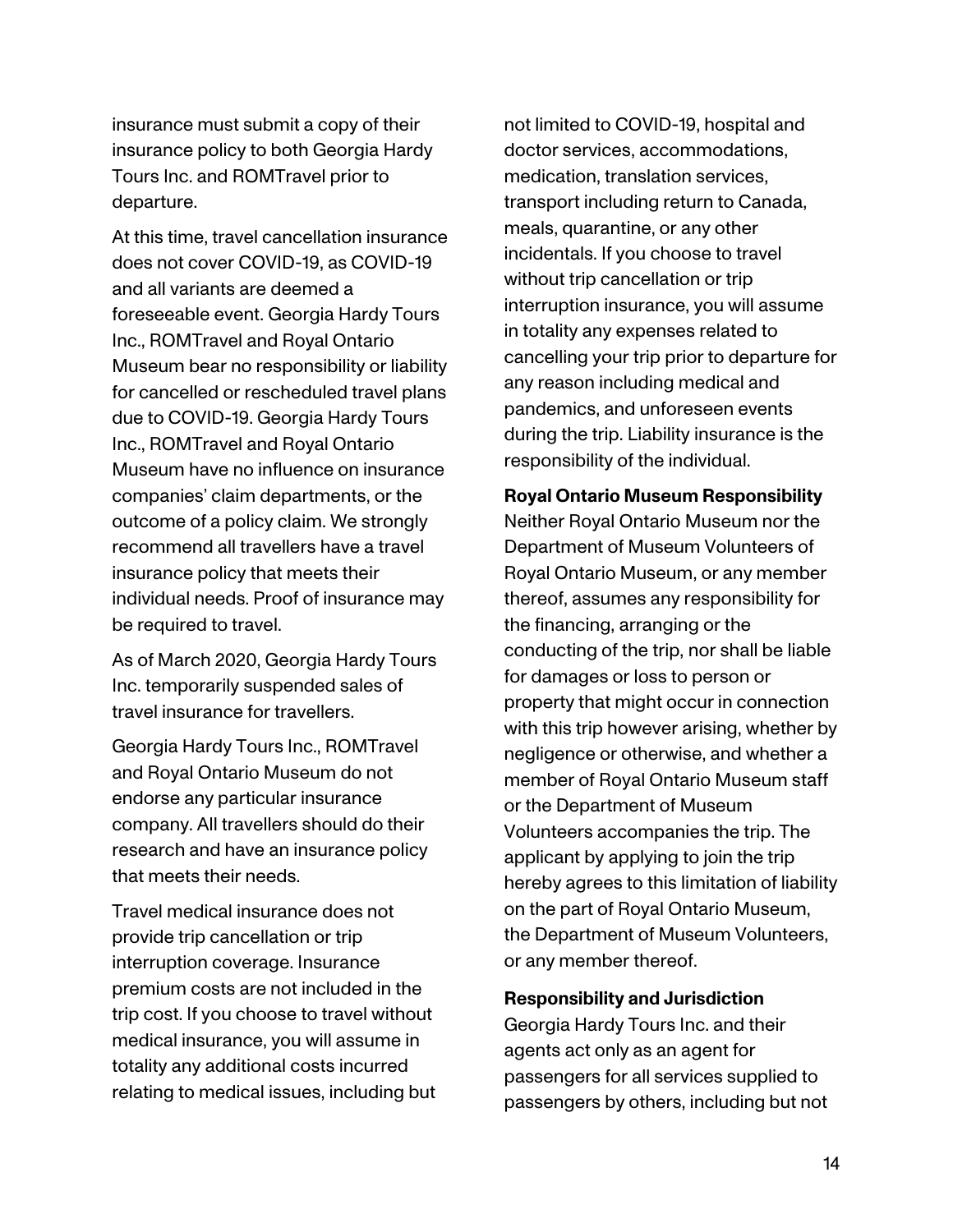insurance must submit a copy of their insurance policy to both Georgia Hardy Tours Inc. and ROMTravel prior to departure.

At this time, travel cancellation insurance does not cover COVID-19, as COVID-19 and all variants are deemed a foreseeable event. Georgia Hardy Tours Inc., ROMTravel and Royal Ontario Museum bear no responsibility or liability for cancelled or rescheduled travel plans due to COVID-19. Georgia Hardy Tours Inc., ROMTravel and Royal Ontario Museum have no influence on insurance companies' claim departments, or the outcome of a policy claim. We strongly recommend all travellers have a travel insurance policy that meets their individual needs. Proof of insurance may be required to travel.

As of March 2020, Georgia Hardy Tours Inc. temporarily suspended sales of travel insurance for travellers.

Georgia Hardy Tours Inc., ROMTravel and Royal Ontario Museum do not endorse any particular insurance company. All travellers should do their research and have an insurance policy that meets their needs.

Travel medical insurance does not provide trip cancellation or trip interruption coverage. Insurance premium costs are not included in the trip cost. If you choose to travel without medical insurance, you will assume in totality any additional costs incurred relating to medical issues, including but not limited to COVID-19, hospital and doctor services, accommodations, medication, translation services, transport including return to Canada, meals, quarantine, or any other incidentals. If you choose to travel without trip cancellation or trip interruption insurance, you will assume in totality any expenses related to cancelling your trip prior to departure for any reason including medical and pandemics, and unforeseen events during the trip. Liability insurance is the responsibility of the individual.

**Royal Ontario Museum Responsibility**
Neither Royal Ontario Museum nor the Department of Museum Volunteers of Royal Ontario Museum, or any member thereof, assumes any responsibility for the financing, arranging or the conducting of the trip, nor shall be liable for damages or loss to person or property that might occur in connection with this trip however arising, whether by negligence or otherwise, and whether a member of Royal Ontario Museum staff or the Department of Museum Volunteers accompanies the trip. The applicant by applying to join the trip hereby agrees to this limitation of liability on the part of Royal Ontario Museum, the Department of Museum Volunteers, or any member thereof.

**Responsibility and Jurisdiction**
Georgia Hardy Tours Inc. and their agents act only as an agent for passengers for all services supplied to passengers by others, including but not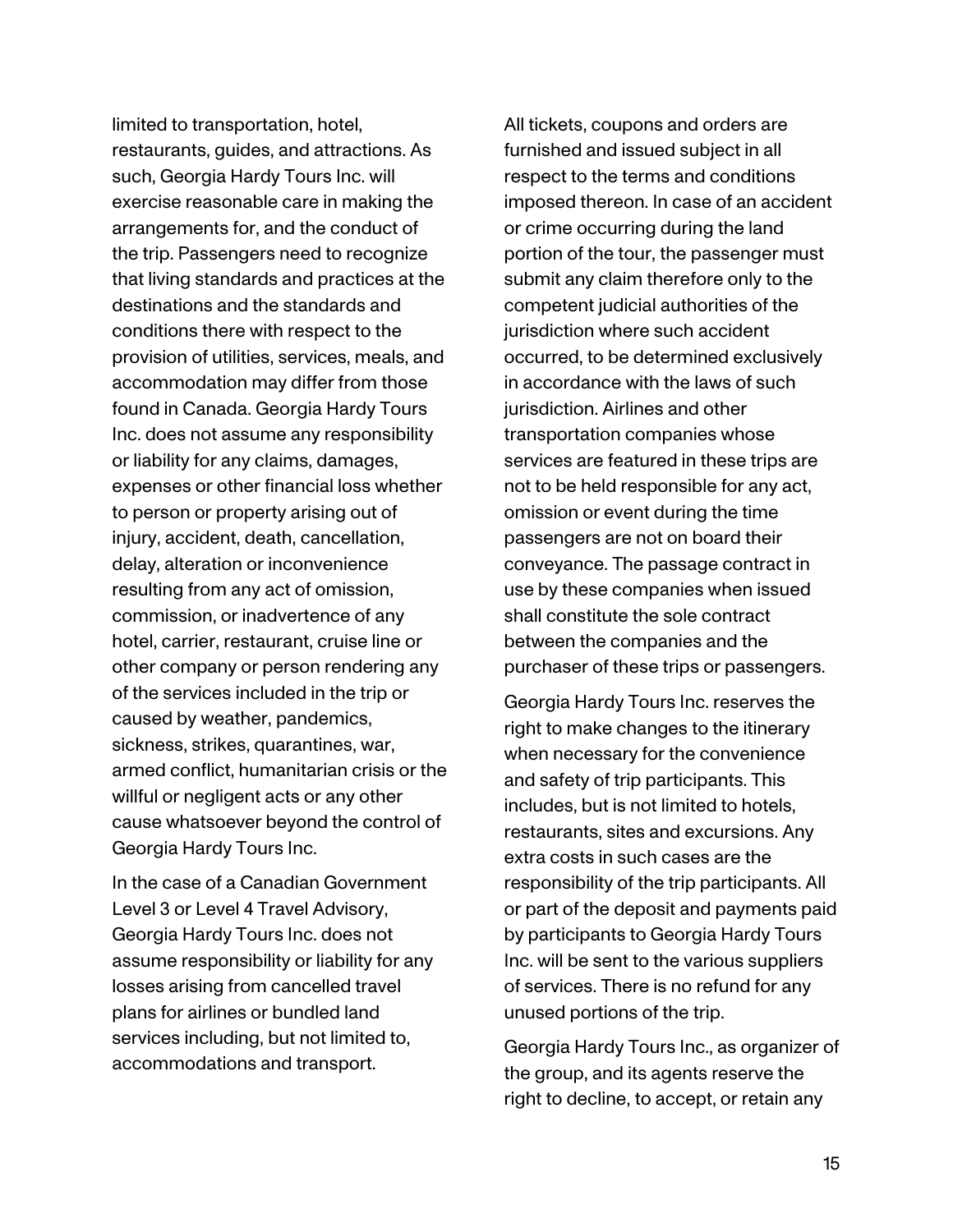limited to transportation, hotel, restaurants, guides, and attractions. As such, Georgia Hardy Tours Inc. will exercise reasonable care in making the arrangements for, and the conduct of the trip. Passengers need to recognize that living standards and practices at the destinations and the standards and conditions there with respect to the provision of utilities, services, meals, and accommodation may differ from those found in Canada. Georgia Hardy Tours Inc. does not assume any responsibility or liability for any claims, damages, expenses or other financial loss whether to person or property arising out of injury, accident, death, cancellation, delay, alteration or inconvenience resulting from any act of omission, commission, or inadvertence of any hotel, carrier, restaurant, cruise line or other company or person rendering any of the services included in the trip or caused by weather, pandemics, sickness, strikes, quarantines, war, armed conflict, humanitarian crisis or the willful or negligent acts or any other cause whatsoever beyond the control of Georgia Hardy Tours Inc.

In the case of a Canadian Government Level 3 or Level 4 Travel Advisory, Georgia Hardy Tours Inc. does not assume responsibility or liability for any losses arising from cancelled travel plans for airlines or bundled land services including, but not limited to, accommodations and transport.

All tickets, coupons and orders are furnished and issued subject in all respect to the terms and conditions imposed thereon. In case of an accident or crime occurring during the land portion of the tour, the passenger must submit any claim therefore only to the competent judicial authorities of the jurisdiction where such accident occurred, to be determined exclusively in accordance with the laws of such jurisdiction. Airlines and other transportation companies whose services are featured in these trips are not to be held responsible for any act, omission or event during the time passengers are not on board their conveyance. The passage contract in use by these companies when issued shall constitute the sole contract between the companies and the purchaser of these trips or passengers.

Georgia Hardy Tours Inc. reserves the right to make changes to the itinerary when necessary for the convenience and safety of trip participants. This includes, but is not limited to hotels, restaurants, sites and excursions. Any extra costs in such cases are the responsibility of the trip participants. All or part of the deposit and payments paid by participants to Georgia Hardy Tours Inc. will be sent to the various suppliers of services. There is no refund for any unused portions of the trip.

Georgia Hardy Tours Inc., as organizer of the group, and its agents reserve the right to decline, to accept, or retain any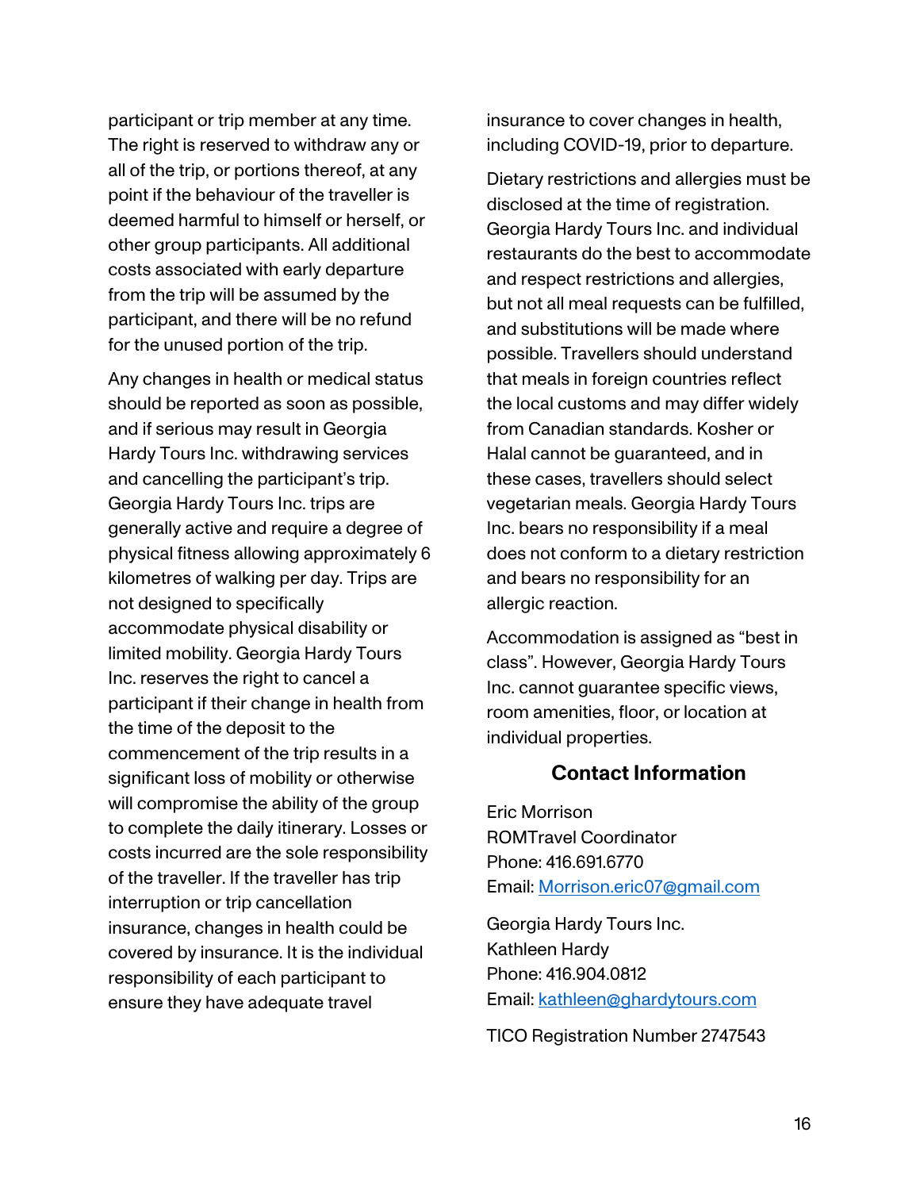participant or trip member at any time. The right is reserved to withdraw any or all of the trip, or portions thereof, at any point if the behaviour of the traveller is deemed harmful to himself or herself, or other group participants. All additional costs associated with early departure from the trip will be assumed by the participant, and there will be no refund for the unused portion of the trip.

Any changes in health or medical status should be reported as soon as possible, and if serious may result in Georgia Hardy Tours Inc. withdrawing services and cancelling the participant's trip. Georgia Hardy Tours Inc. trips are generally active and require a degree of physical fitness allowing approximately 6 kilometres of walking per day. Trips are not designed to specifically accommodate physical disability or limited mobility. Georgia Hardy Tours Inc. reserves the right to cancel a participant if their change in health from the time of the deposit to the commencement of the trip results in a significant loss of mobility or otherwise will compromise the ability of the group to complete the daily itinerary. Losses or costs incurred are the sole responsibility of the traveller. If the traveller has trip interruption or trip cancellation insurance, changes in health could be covered by insurance. It is the individual responsibility of each participant to ensure they have adequate travel insurance to cover changes in health, including COVID-19, prior to departure.

Dietary restrictions and allergies must be disclosed at the time of registration. Georgia Hardy Tours Inc. and individual restaurants do the best to accommodate and respect restrictions and allergies, but not all meal requests can be fulfilled, and substitutions will be made where possible. Travellers should understand that meals in foreign countries reflect the local customs and may differ widely from Canadian standards. Kosher or Halal cannot be guaranteed, and in these cases, travellers should select vegetarian meals. Georgia Hardy Tours Inc. bears no responsibility if a meal does not conform to a dietary restriction and bears no responsibility for an allergic reaction.

Accommodation is assigned as "best in class". However, Georgia Hardy Tours Inc. cannot guarantee specific views, room amenities, floor, or location at individual properties.

## Contact Information

Eric Morrison
ROMTravel Coordinator
Phone: 416.691.6770
Email: Morrison.eric07@gmail.com

Georgia Hardy Tours Inc.
Kathleen Hardy
Phone: 416.904.0812
Email: kathleen@ghardytours.com

TICO Registration Number 2747543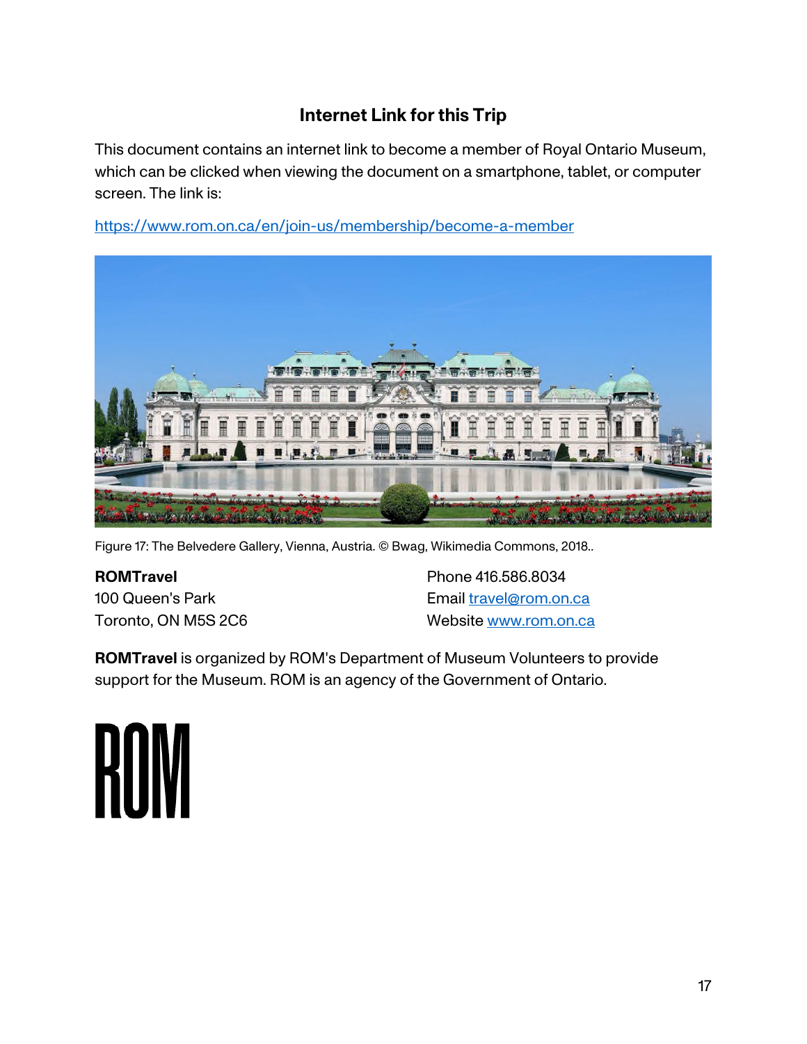## Internet Link for this Trip

This document contains an internet link to become a member of Royal Ontario Museum, which can be clicked when viewing the document on a smartphone, tablet, or computer screen. The link is:

https://www.rom.on.ca/en/join-us/membership/become-a-member

Figure 17: The Belvedere Gallery, Vienna, Austria. © Bwag, Wikimedia Commons, 2018..

**ROMTravel**
100 Queen's Park
Toronto, ON M5S 2C6

Phone 416.586.8034
Email travel@rom.on.ca
Website www.rom.on.ca

**ROMTravel** is organized by ROM's Department of Museum Volunteers to provide support for the Museum. ROM is an agency of the Government of Ontario.

ROM